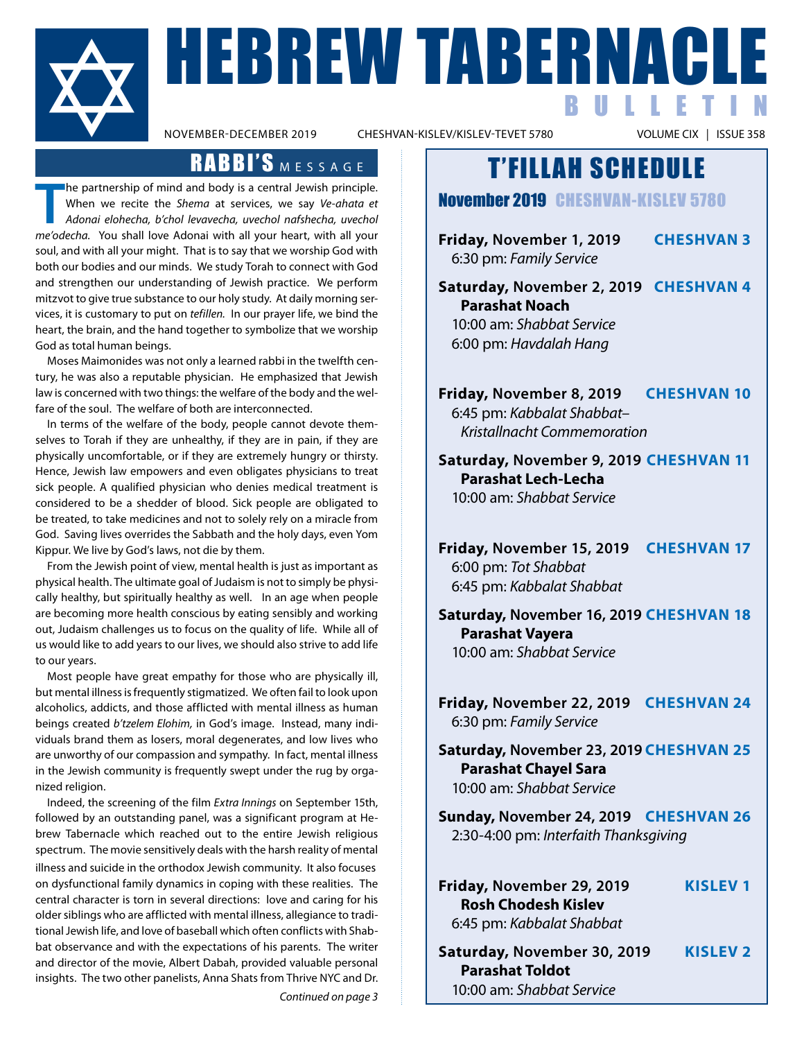# HEBREW TABERNACLE BULLETIN

NOVEMBER-DECEMBER 2019 CHESHVAN-KISLEV/KISLEV-TEVET 5780 VOLUME CIX | ISSUE 358

## RABBI'S MESSAGE

The partnership of mind and body is a central Jewish principle. When we recite the *Shema* at services, we say *Ve-ahata et Adonai elohecha, b'chol levavecha, uvechol nafshecha, uvechol me'odecha.* You shall love Adonai with all your heart, with all your soul, and with all your might. That is to say that we worship God with both our bodies and our minds. We study Torah to connect with God and strengthen our understanding of Jewish practice. We perform mitzvot to give true substance to our holy study. At daily morning services, it is customary to put on *tefillen.* In our prayer life, we bind the heart, the brain, and the hand together to symbolize that we worship God as total human beings.

Moses Maimonides was not only a learned rabbi in the twelfth century, he was also a reputable physician. He emphasized that Jewish law is concerned with two things: the welfare of the body and the welfare of the soul. The welfare of both are interconnected.

In terms of the welfare of the body, people cannot devote themselves to Torah if they are unhealthy, if they are in pain, if they are physically uncomfortable, or if they are extremely hungry or thirsty. Hence, Jewish law empowers and even obligates physicians to treat sick people. A qualified physician who denies medical treatment is considered to be a shedder of blood. Sick people are obligated to be treated, to take medicines and not to solely rely on a miracle from God. Saving lives overrides the Sabbath and the holy days, even Yom Kippur. We live by God's laws, not die by them.

From the Jewish point of view, mental health is just as important as physical health. The ultimate goal of Judaism is not to simply be physically healthy, but spiritually healthy as well. In an age when people are becoming more health conscious by eating sensibly and working out, Judaism challenges us to focus on the quality of life. While all of us would like to add years to our lives, we should also strive to add life to our years.

Most people have great empathy for those who are physically ill, but mental illness is frequently stigmatized. We often fail to look upon alcoholics, addicts, and those afflicted with mental illness as human beings created *b'tzelem Elohim,* in God's image. Instead, many individuals brand them as losers, moral degenerates, and low lives who are unworthy of our compassion and sympathy. In fact, mental illness in the Jewish community is frequently swept under the rug by organized religion.

Indeed, the screening of the film *Extra Innings* on September 15th, followed by an outstanding panel, was a significant program at Hebrew Tabernacle which reached out to the entire Jewish religious spectrum. The movie sensitively deals with the harsh reality of mental illness and suicide in the orthodox Jewish community. It also focuses on dysfunctional family dynamics in coping with these realities. The central character is torn in several directions: love and caring for his older siblings who are afflicted with mental illness, allegiance to traditional Jewish life, and love of baseball which often conflicts with Shabbat observance and with the expectations of his parents. The writer and director of the movie, Albert Dabah, provided valuable personal insights. The two other panelists, Anna Shats from Thrive NYC and Dr.

*Continued on page 3*

## T'FILLAH SCHEDULE

### November 2019 CHESHVAN-KISLEV 5780

**Friday,** **November 1, 2019** **CHESHVAN 3**
6:30 pm: *Family Service*

**Saturday,** **November 2, 2019** **CHESHVAN 4**
**Parashat Noach**
10:00 am: *Shabbat Service*
6:00 pm: *Havdalah Hang*

**Friday,** **November 8, 2019** **CHESHVAN 10**
6:45 pm: *Kabbalat Shabbat– Kristallnacht Commemoration*

**Saturday,** **November 9, 2019** **CHESHVAN 11**
**Parashat Lech-Lecha**
10:00 am: *Shabbat Service*

**Friday,** **November 15, 2019** **CHESHVAN 17**
6:00 pm: *Tot Shabbat*
6:45 pm: *Kabbalat Shabbat*

**Saturday,** **November 16, 2019** **CHESHVAN 18**
**Parashat Vayera**
10:00 am: *Shabbat Service*

**Friday,** **November 22, 2019** **CHESHVAN 24**
6:30 pm: *Family Service*

**Saturday,** **November 23, 2019** **CHESHVAN 25**
**Parashat Chayel Sara**
10:00 am: *Shabbat Service*

**Sunday,** **November 24, 2019** **CHESHVAN 26**
2:30-4:00 pm: *Interfaith Thanksgiving*

**Friday,** **November 29, 2019** **KISLEV 1**
**Rosh Chodesh Kislev**
6:45 pm: *Kabbalat Shabbat*

**Saturday,** **November 30, 2019** **KISLEV 2**
**Parashat Toldot**
10:00 am: *Shabbat Service*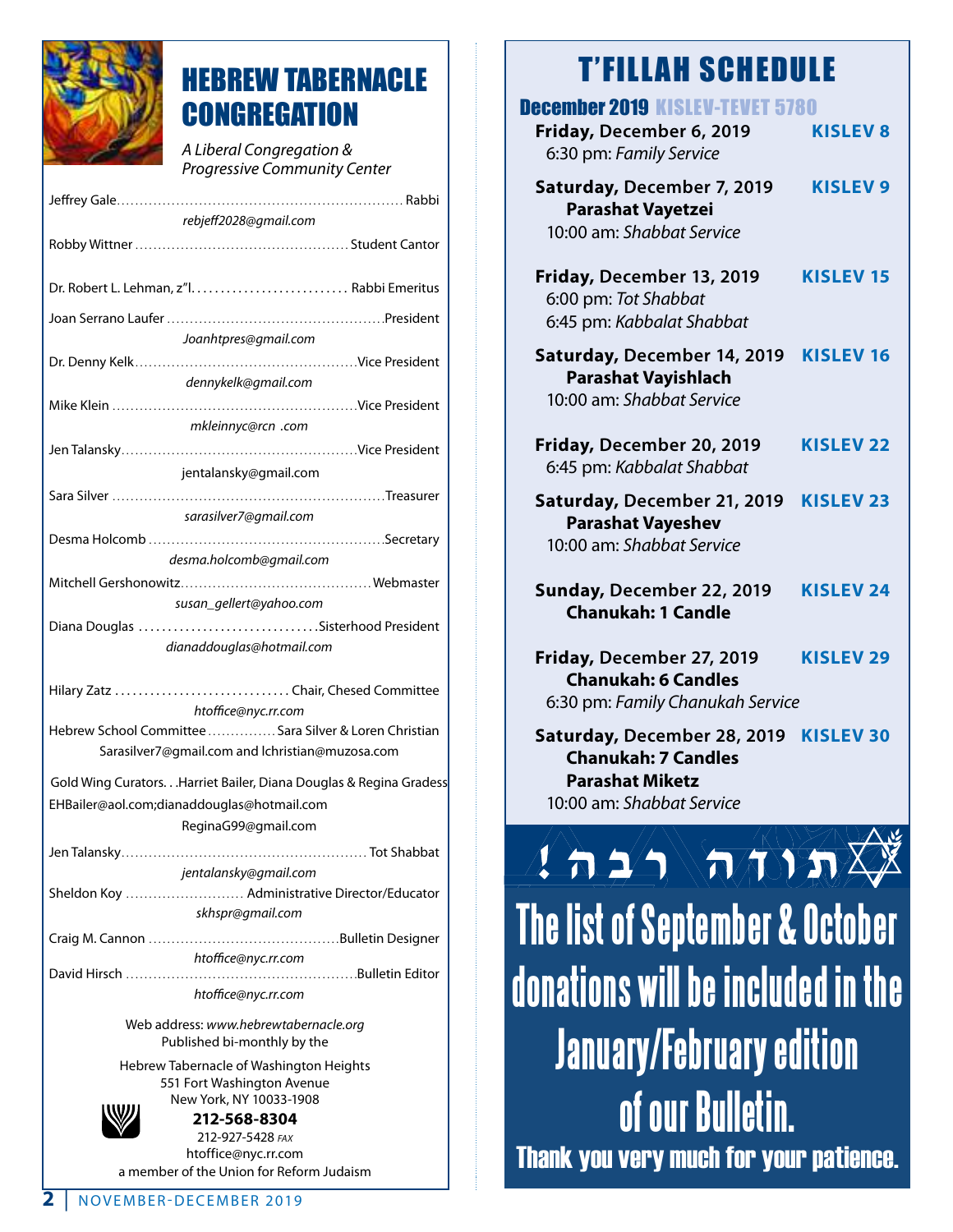# HEBREW TABERNACLE CONGREGATION

*A Liberal Congregation & Progressive Community Center*

Jeffrey Gale............................................................. Rabbi
*rebjeff2028@gmail.com*

Robby Wittner ............................................ Student Cantor

Dr. Robert L. Lehman, z"l.......................... Rabbi Emeritus

Joan Serrano Laufer ............................................President
*Joanhtpres@gmail.com*

Dr. Denny Kelk..............................................Vice President
*dennykelk@gmail.com*

Mike Klein ...................................................Vice President
*mkleinnyc@rcn .com*

Jen Talansky.................................................Vice President
jentalansky@gmail.com

Sara Silver .........................................................Treasurer
*sarasilver7@gmail.com*

Desma Holcomb ..................................................Secretary
*desma.holcomb@gmail.com*

Mitchell Gershonowitz.........................................Webmaster
*susan_gellert@yahoo.com*

Diana Douglas ..............................Sisterhood President
*dianaddouglas@hotmail.com*

Hilary Zatz ............................. Chair, Chesed Committee
*htoffice@nyc.rr.com*

Hebrew School Committee ...............Sara Silver & Loren Christian
Sarasilver7@gmail.com and lchristian@muzosa.com

Gold Wing Curators. . .Harriet Bailer, Diana Douglas & Regina Gradess
EHBailer@aol.com;dianaddouglas@hotmail.com
ReginaG99@gmail.com

Jen Talansky.................................................... Tot Shabbat
*jentalansky@gmail.com*

Sheldon Koy ......................... Administrative Director/Educator
*skhspr@gmail.com*

Craig M. Cannon .........................................Bulletin Designer
*htoffice@nyc.rr.com*

David Hirsch .................................................Bulletin Editor
*htoffice@nyc.rr.com*

Web address: *www.hebrewtabernacle.org*
Published bi-monthly by the

Hebrew Tabernacle of Washington Heights
551 Fort Washington Avenue
New York, NY 10033-1908
**212-568-8304**
212-927-5428 *FAX*
htoffice@nyc.rr.com
a member of the Union for Reform Judaism

# T'FILLAH SCHEDULE

## December 2019 KISLEV-TEVET 5780

**Friday, December 6, 2019** — **KISLEV 8**
6:30 pm: *Family Service*

**Saturday, December 7, 2019** — **KISLEV 9**
**Parashat Vayetzei**
10:00 am: *Shabbat Service*

**Friday, December 13, 2019** — **KISLEV 15**
6:00 pm: *Tot Shabbat*
6:45 pm: *Kabbalat Shabbat*

**Saturday, December 14, 2019** — **KISLEV 16**
**Parashat Vayishlach**
10:00 am: *Shabbat Service*

**Friday, December 20, 2019** — **KISLEV 22**
6:45 pm: *Kabbalat Shabbat*

**Saturday, December 21, 2019** — **KISLEV 23**
**Parashat Vayeshev**
10:00 am: *Shabbat Service*

**Sunday, December 22, 2019** — **KISLEV 24**
**Chanukah: 1 Candle**

**Friday, December 27, 2019** — **KISLEV 29**
**Chanukah: 6 Candles**
6:30 pm: *Family Chanukah Service*

**Saturday, December 28, 2019** — **KISLEV 30**
**Chanukah: 7 Candles**
**Parashat Miketz**
10:00 am: *Shabbat Service*

תודה רבה!

**The list of September & October donations will be included in the January/February edition of our Bulletin.**

**Thank you very much for your patience.**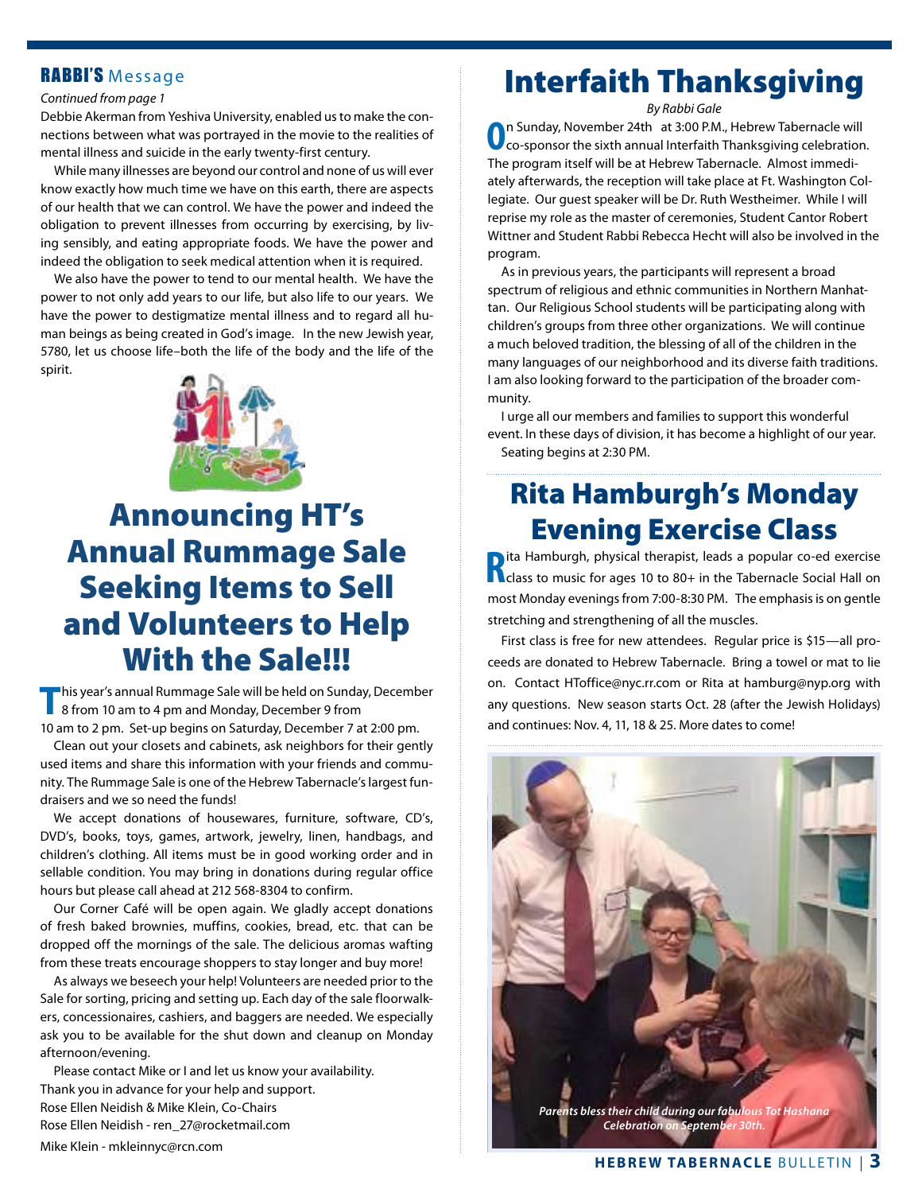## RABBI'S Message

*Continued from page 1*

Debbie Akerman from Yeshiva University, enabled us to make the connections between what was portrayed in the movie to the realities of mental illness and suicide in the early twenty-first century.

While many illnesses are beyond our control and none of us will ever know exactly how much time we have on this earth, there are aspects of our health that we can control. We have the power and indeed the obligation to prevent illnesses from occurring by exercising, by living sensibly, and eating appropriate foods. We have the power and indeed the obligation to seek medical attention when it is required.

We also have the power to tend to our mental health. We have the power to not only add years to our life, but also life to our years. We have the power to destigmatize mental illness and to regard all human beings as being created in God's image. In the new Jewish year, 5780, let us choose life–both the life of the body and the life of the spirit.

# Announcing HT's Annual Rummage Sale Seeking Items to Sell and Volunteers to Help With the Sale!!!

This year's annual Rummage Sale will be held on Sunday, December 8 from 10 am to 4 pm and Monday, December 9 from 10 am to 2 pm. Set-up begins on Saturday, December 7 at 2:00 pm.

Clean out your closets and cabinets, ask neighbors for their gently used items and share this information with your friends and community. The Rummage Sale is one of the Hebrew Tabernacle's largest fundraisers and we so need the funds!

We accept donations of housewares, furniture, software, CD's, DVD's, books, toys, games, artwork, jewelry, linen, handbags, and children's clothing. All items must be in good working order and in sellable condition. You may bring in donations during regular office hours but please call ahead at 212 568-8304 to confirm.

Our Corner Café will be open again. We gladly accept donations of fresh baked brownies, muffins, cookies, bread, etc. that can be dropped off the mornings of the sale. The delicious aromas wafting from these treats encourage shoppers to stay longer and buy more!

As always we beseech your help! Volunteers are needed prior to the Sale for sorting, pricing and setting up. Each day of the sale floorwalkers, concessionaires, cashiers, and baggers are needed. We especially ask you to be available for the shut down and cleanup on Monday afternoon/evening.

Please contact Mike or I and let us know your availability.

Thank you in advance for your help and support.

Rose Ellen Neidish & Mike Klein, Co-Chairs

Rose Ellen Neidish - ren_27@rocketmail.com

Mike Klein - mkleinnyc@rcn.com

# Interfaith Thanksgiving

*By Rabbi Gale*

On Sunday, November 24th at 3:00 P.M., Hebrew Tabernacle will co-sponsor the sixth annual Interfaith Thanksgiving celebration. The program itself will be at Hebrew Tabernacle. Almost immediately afterwards, the reception will take place at Ft. Washington Collegiate. Our guest speaker will be Dr. Ruth Westheimer. While I will reprise my role as the master of ceremonies, Student Cantor Robert Wittner and Student Rabbi Rebecca Hecht will also be involved in the program.

As in previous years, the participants will represent a broad spectrum of religious and ethnic communities in Northern Manhattan. Our Religious School students will be participating along with children's groups from three other organizations. We will continue a much beloved tradition, the blessing of all of the children in the many languages of our neighborhood and its diverse faith traditions. I am also looking forward to the participation of the broader community.

I urge all our members and families to support this wonderful event. In these days of division, it has become a highlight of our year.

Seating begins at 2:30 PM.

# Rita Hamburgh's Monday Evening Exercise Class

Rita Hamburgh, physical therapist, leads a popular co-ed exercise class to music for ages 10 to 80+ in the Tabernacle Social Hall on most Monday evenings from 7:00-8:30 PM. The emphasis is on gentle stretching and strengthening of all the muscles.

First class is free for new attendees. Regular price is $15—all proceeds are donated to Hebrew Tabernacle. Bring a towel or mat to lie on. Contact HToffice@nyc.rr.com or Rita at hamburg@nyp.org with any questions. New season starts Oct. 28 (after the Jewish Holidays) and continues: Nov. 4, 11, 18 & 25. More dates to come!

*Parents bless their child during our fabulous Tot Hashana Celebration on September 30th.*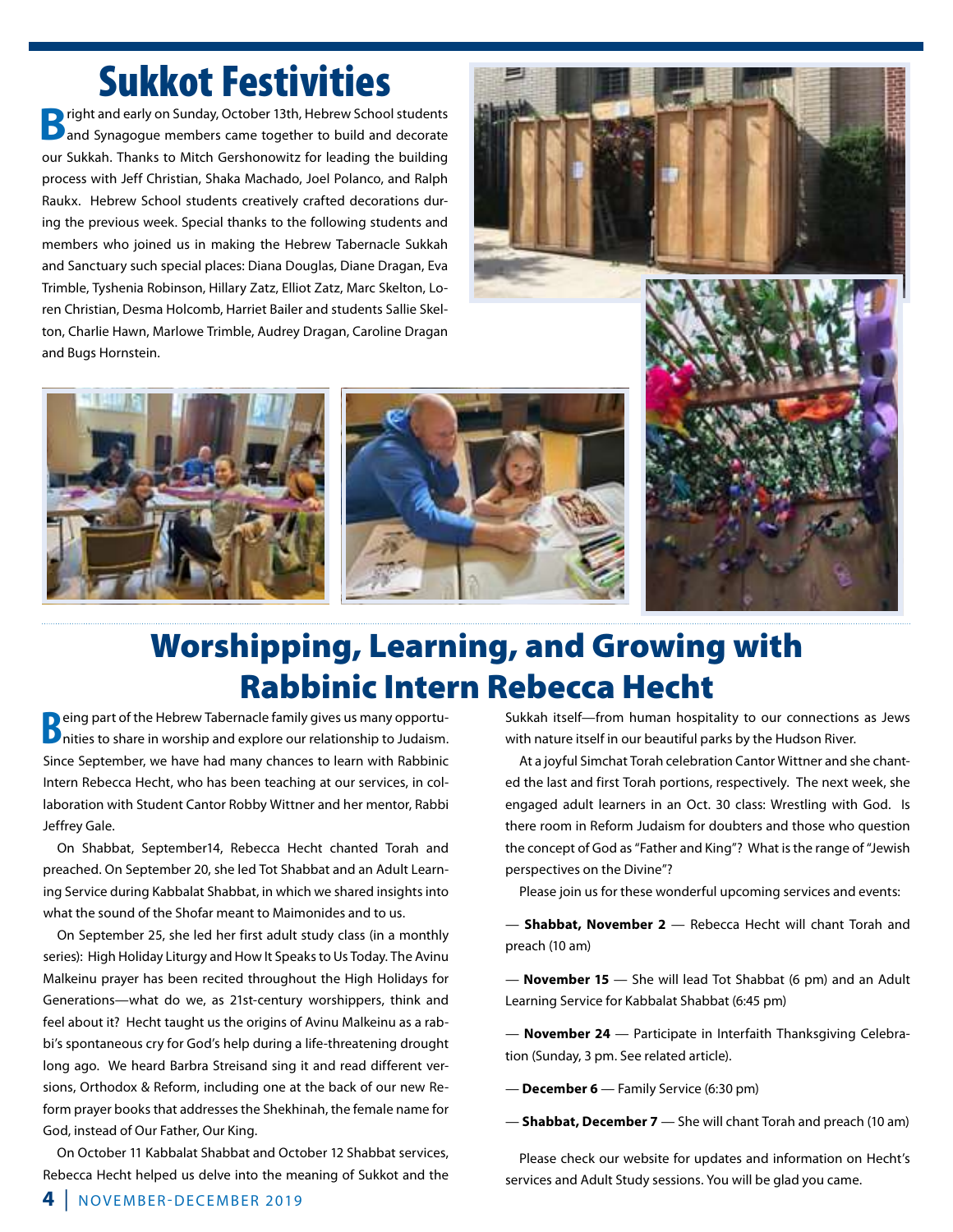# Sukkot Festivities

Bright and early on Sunday, October 13th, Hebrew School students and Synagogue members came together to build and decorate our Sukkah. Thanks to Mitch Gershonowitz for leading the building process with Jeff Christian, Shaka Machado, Joel Polanco, and Ralph Raukx. Hebrew School students creatively crafted decorations during the previous week. Special thanks to the following students and members who joined us in making the Hebrew Tabernacle Sukkah and Sanctuary such special places: Diana Douglas, Diane Dragan, Eva Trimble, Tyshenia Robinson, Hillary Zatz, Elliot Zatz, Marc Skelton, Loren Christian, Desma Holcomb, Harriet Bailer and students Sallie Skelton, Charlie Hawn, Marlowe Trimble, Audrey Dragan, Caroline Dragan and Bugs Hornstein.

# Worshipping, Learning, and Growing with Rabbinic Intern Rebecca Hecht

Being part of the Hebrew Tabernacle family gives us many opportunities to share in worship and explore our relationship to Judaism. Since September, we have had many chances to learn with Rabbinic Intern Rebecca Hecht, who has been teaching at our services, in collaboration with Student Cantor Robby Wittner and her mentor, Rabbi Jeffrey Gale.

On Shabbat, September14, Rebecca Hecht chanted Torah and preached. On September 20, she led Tot Shabbat and an Adult Learning Service during Kabbalat Shabbat, in which we shared insights into what the sound of the Shofar meant to Maimonides and to us.

On September 25, she led her first adult study class (in a monthly series): High Holiday Liturgy and How It Speaks to Us Today. The Avinu Malkeinu prayer has been recited throughout the High Holidays for Generations—what do we, as 21st-century worshippers, think and feel about it? Hecht taught us the origins of Avinu Malkeinu as a rabbi's spontaneous cry for God's help during a life-threatening drought long ago. We heard Barbra Streisand sing it and read different versions, Orthodox & Reform, including one at the back of our new Reform prayer books that addresses the Shekhinah, the female name for God, instead of Our Father, Our King.

On October 11 Kabbalat Shabbat and October 12 Shabbat services, Rebecca Hecht helped us delve into the meaning of Sukkot and the Sukkah itself—from human hospitality to our connections as Jews with nature itself in our beautiful parks by the Hudson River.

At a joyful Simchat Torah celebration Cantor Wittner and she chanted the last and first Torah portions, respectively. The next week, she engaged adult learners in an Oct. 30 class: Wrestling with God. Is there room in Reform Judaism for doubters and those who question the concept of God as "Father and King"? What is the range of "Jewish perspectives on the Divine"?

Please join us for these wonderful upcoming services and events:

— **Shabbat, November 2** — Rebecca Hecht will chant Torah and preach (10 am)

— **November 15** — She will lead Tot Shabbat (6 pm) and an Adult Learning Service for Kabbalat Shabbat (6:45 pm)

— **November 24** — Participate in Interfaith Thanksgiving Celebration (Sunday, 3 pm. See related article).

— **December 6** — Family Service (6:30 pm)

— **Shabbat, December 7** — She will chant Torah and preach (10 am)

Please check our website for updates and information on Hecht's services and Adult Study sessions. You will be glad you came.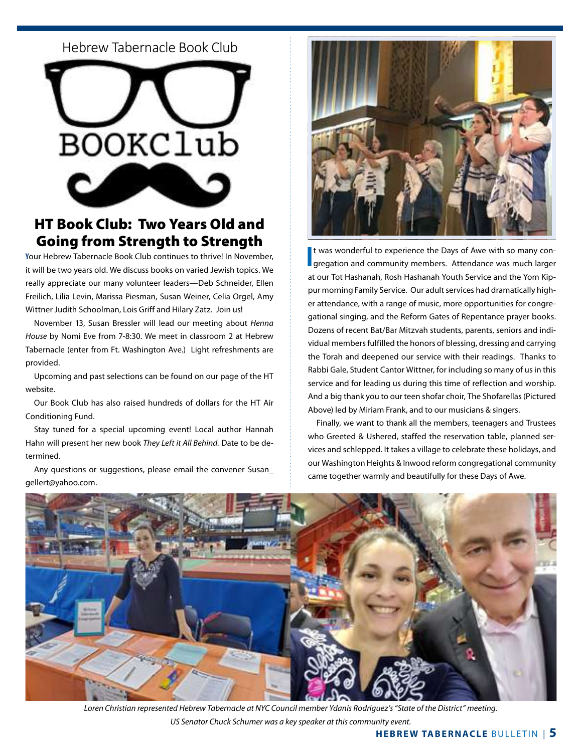Hebrew Tabernacle Book Club

BOOKClub

## HT Book Club: Two Years Old and Going from Strength to Strength

Your Hebrew Tabernacle Book Club continues to thrive! In November, it will be two years old. We discuss books on varied Jewish topics. We really appreciate our many volunteer leaders—Deb Schneider, Ellen Freilich, Lilia Levin, Marissa Piesman, Susan Weiner, Celia Orgel, Amy Wittner Judith Schoolman, Lois Griff and Hilary Zatz. Join us!

November 13, Susan Bressler will lead our meeting about *Henna House* by Nomi Eve from 7-8:30. We meet in classroom 2 at Hebrew Tabernacle (enter from Ft. Washington Ave.) Light refreshments are provided.

Upcoming and past selections can be found on our page of the HT website.

Our Book Club has also raised hundreds of dollars for the HT Air Conditioning Fund.

Stay tuned for a special upcoming event! Local author Hannah Hahn will present her new book *They Left it All Behind.* Date to be determined.

Any questions or suggestions, please email the convener Susan_gellert@yahoo.com.

It was wonderful to experience the Days of Awe with so many congregation and community members. Attendance was much larger at our Tot Hashanah, Rosh Hashanah Youth Service and the Yom Kippur morning Family Service. Our adult services had dramatically higher attendance, with a range of music, more opportunities for congregational singing, and the Reform Gates of Repentance prayer books. Dozens of recent Bat/Bar Mitzvah students, parents, seniors and individual members fulfilled the honors of blessing, dressing and carrying the Torah and deepened our service with their readings. Thanks to Rabbi Gale, Student Cantor Wittner, for including so many of us in this service and for leading us during this time of reflection and worship. And a big thank you to our teen shofar choir, The Shofarellas (Pictured Above) led by Miriam Frank, and to our musicians & singers.

Finally, we want to thank all the members, teenagers and Trustees who Greeted & Ushered, staffed the reservation table, planned services and schlepped. It takes a village to celebrate these holidays, and our Washington Heights & Inwood reform congregational community came together warmly and beautifully for these Days of Awe.

*Loren Christian represented Hebrew Tabernacle at NYC Council member Ydanis Rodriguez's "State of the District" meeting. US Senator Chuck Schumer was a key speaker at this community event.*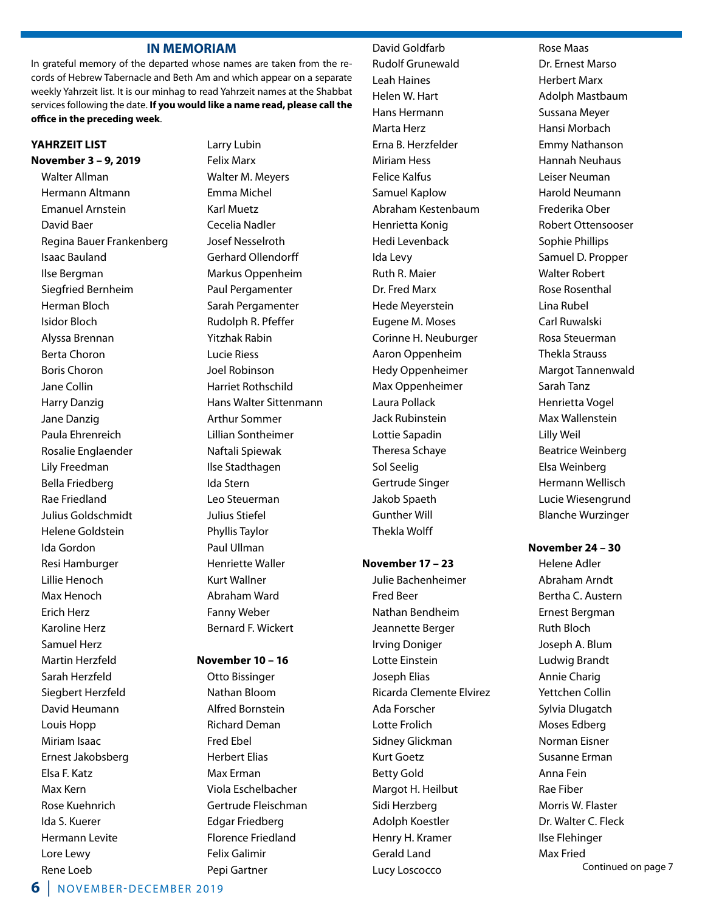## IN MEMORIAM

In grateful memory of the departed whose names are taken from the records of Hebrew Tabernacle and Beth Am and which appear on a separate weekly Yahrzeit list. It is our minhag to read Yahrzeit names at the Shabbat services following the date. **If you would like a name read, please call the office in the preceding week**.

**YAHRZEIT LIST**

**November 3 – 9, 2019**

Walter Allman
Hermann Altmann
Emanuel Arnstein
David Baer
Regina Bauer Frankenberg
Isaac Bauland
Ilse Bergman
Siegfried Bernheim
Herman Bloch
Isidor Bloch
Alyssa Brennan
Berta Choron
Boris Choron
Jane Collin
Harry Danzig
Jane Danzig
Paula Ehrenreich
Rosalie Englaender
Lily Freedman
Bella Friedberg
Rae Friedland
Julius Goldschmidt
Helene Goldstein
Ida Gordon
Resi Hamburger
Lillie Henoch
Max Henoch
Erich Herz
Karoline Herz
Samuel Herz
Martin Herzfeld
Sarah Herzfeld
Siegbert Herzfeld
David Heumann
Louis Hopp
Miriam Isaac
Ernest Jakobsberg
Elsa F. Katz
Max Kern
Rose Kuehnrich
Ida S. Kuerer
Hermann Levite
Lore Lewy
Rene Loeb
Larry Lubin
Felix Marx
Walter M. Meyers
Emma Michel
Karl Muetz
Cecelia Nadler
Josef Nesselroth
Gerhard Ollendorff
Markus Oppenheim
Paul Pergamenter
Sarah Pergamenter
Rudolph R. Pfeffer
Yitzhak Rabin
Lucie Riess
Joel Robinson
Harriet Rothschild
Hans Walter Sittenmann
Arthur Sommer
Lillian Sontheimer
Naftali Spiewak
Ilse Stadthagen
Ida Stern
Leo Steuerman
Julius Stiefel
Phyllis Taylor
Paul Ullman
Henriette Waller
Kurt Wallner
Abraham Ward
Fanny Weber
Bernard F. Wickert

**November 10 – 16**

Otto Bissinger
Nathan Bloom
Alfred Bornstein
Richard Deman
Fred Ebel
Herbert Elias
Max Erman
Viola Eschelbacher
Gertrude Fleischman
Edgar Friedberg
Florence Friedland
Felix Galimir
Pepi Gartner
David Goldfarb
Rudolf Grunewald
Leah Haines
Helen W. Hart
Hans Hermann
Marta Herz
Erna B. Herzfelder
Miriam Hess
Felice Kalfus
Samuel Kaplow
Abraham Kestenbaum
Henrietta Konig
Hedi Levenback
Ida Levy
Ruth R. Maier
Dr. Fred Marx
Hede Meyerstein
Eugene M. Moses
Corinne H. Neuburger
Aaron Oppenheim
Hedy Oppenheimer
Max Oppenheimer
Laura Pollack
Jack Rubinstein
Lottie Sapadin
Theresa Schaye
Sol Seelig
Gertrude Singer
Jakob Spaeth
Gunther Will
Thekla Wolff

**November 17 – 23**

Julie Bachenheimer
Fred Beer
Nathan Bendheim
Jeannette Berger
Irving Doniger
Lotte Einstein
Joseph Elias
Ricarda Clemente Elvirez
Ada Forscher
Lotte Frolich
Sidney Glickman
Kurt Goetz
Betty Gold
Margot H. Heilbut
Sidi Herzberg
Adolph Koestler
Henry H. Kramer
Gerald Land
Lucy Loscocco
Rose Maas
Dr. Ernest Marso
Herbert Marx
Adolph Mastbaum
Sussana Meyer
Hansi Morbach
Emmy Nathanson
Hannah Neuhaus
Leiser Neuman
Harold Neumann
Frederika Ober
Robert Ottensooser
Sophie Phillips
Samuel D. Propper
Walter Robert
Rose Rosenthal
Lina Rubel
Carl Ruwalski
Rosa Steuerman
Thekla Strauss
Margot Tannenwald
Sarah Tanz
Henrietta Vogel
Max Wallenstein
Lilly Weil
Beatrice Weinberg
Elsa Weinberg
Hermann Wellisch
Lucie Wiesengrund
Blanche Wurzinger

**November 24 – 30**

Helene Adler
Abraham Arndt
Bertha C. Austern
Ernest Bergman
Ruth Bloch
Joseph A. Blum
Ludwig Brandt
Annie Charig
Yettchen Collin
Sylvia Dlugatch
Moses Edberg
Norman Eisner
Susanne Erman
Anna Fein
Rae Fiber
Morris W. Flaster
Dr. Walter C. Fleck
Ilse Flehinger
Max Fried

Continued on page 7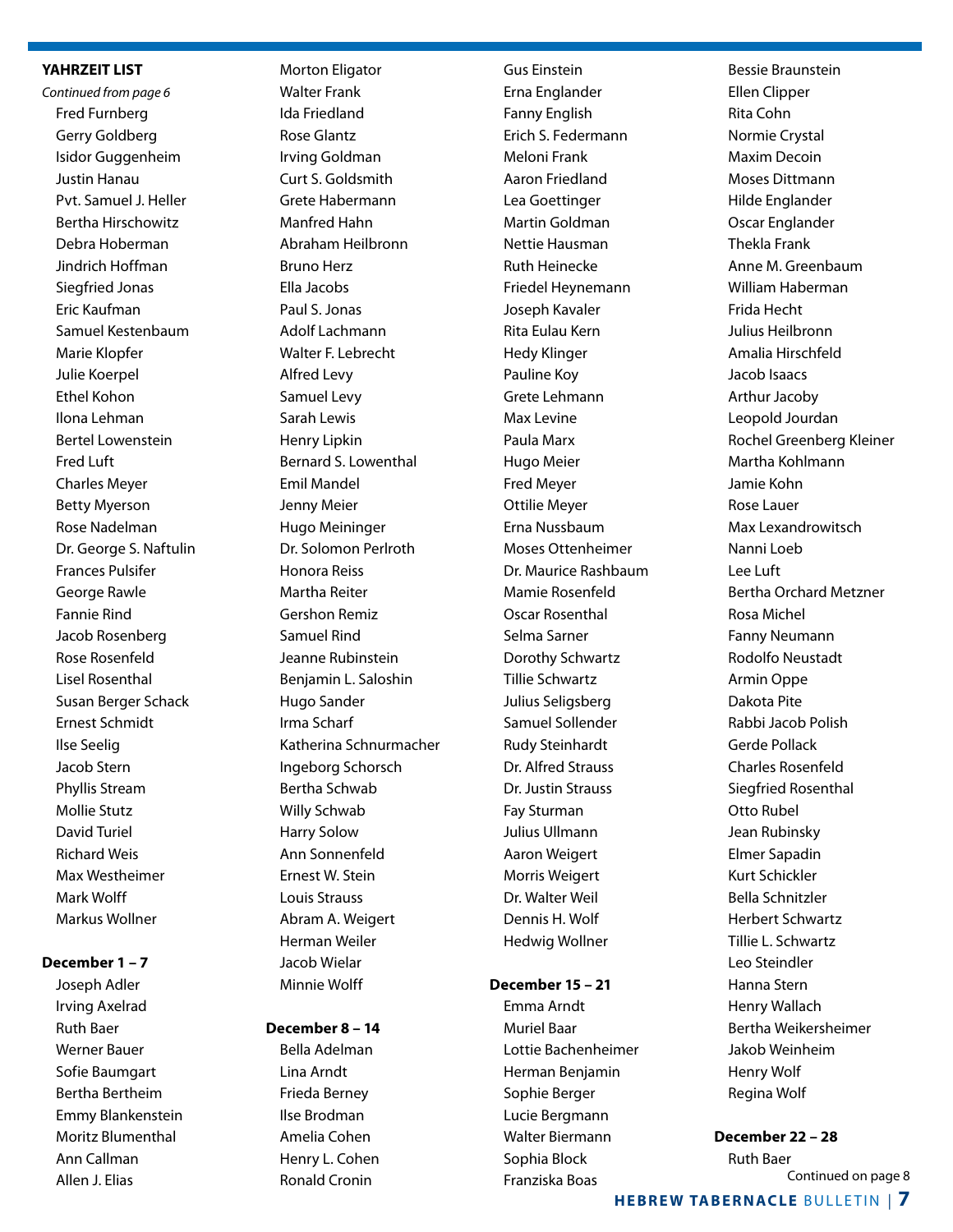**YAHRZEIT LIST**

*Continued from page 6*

Fred Furnberg
Gerry Goldberg
Isidor Guggenheim
Justin Hanau
Pvt. Samuel J. Heller
Bertha Hirschowitz
Debra Hoberman
Jindrich Hoffman
Siegfried Jonas
Eric Kaufman
Samuel Kestenbaum
Marie Klopfer
Julie Koerpel
Ethel Kohon
Ilona Lehman
Bertel Lowenstein
Fred Luft
Charles Meyer
Betty Myerson
Rose Nadelman
Dr. George S. Naftulin
Frances Pulsifer
George Rawle
Fannie Rind
Jacob Rosenberg
Rose Rosenfeld
Lisel Rosenthal
Susan Berger Schack
Ernest Schmidt
Ilse Seelig
Jacob Stern
Phyllis Stream
Mollie Stutz
David Turiel
Richard Weis
Max Westheimer
Mark Wolff
Markus Wollner

**December 1 – 7**

Joseph Adler
Irving Axelrad
Ruth Baer
Werner Bauer
Sofie Baumgart
Bertha Bertheim
Emmy Blankenstein
Moritz Blumenthal
Ann Callman
Allen J. Elias
Morton Eligator
Walter Frank
Ida Friedland
Rose Glantz
Irving Goldman
Curt S. Goldsmith
Grete Habermann
Manfred Hahn
Abraham Heilbronn
Bruno Herz
Ella Jacobs
Paul S. Jonas
Adolf Lachmann
Walter F. Lebrecht
Alfred Levy
Samuel Levy
Sarah Lewis
Henry Lipkin
Bernard S. Lowenthal
Emil Mandel
Jenny Meier
Hugo Meininger
Dr. Solomon Perlroth
Honora Reiss
Martha Reiter
Gershon Remiz
Samuel Rind
Jeanne Rubinstein
Benjamin L. Saloshin
Hugo Sander
Irma Scharf
Katherina Schnurmacher
Ingeborg Schorsch
Bertha Schwab
Willy Schwab
Harry Solow
Ann Sonnenfeld
Ernest W. Stein
Louis Strauss
Abram A. Weigert
Herman Weiler
Jacob Wielar
Minnie Wolff

**December 8 – 14**

Bella Adelman
Lina Arndt
Frieda Berney
Ilse Brodman
Amelia Cohen
Henry L. Cohen
Ronald Cronin
Gus Einstein
Erna Englander
Fanny English
Erich S. Federmann
Meloni Frank
Aaron Friedland
Lea Goettinger
Martin Goldman
Nettie Hausman
Ruth Heinecke
Friedel Heynemann
Joseph Kavaler
Rita Eulau Kern
Hedy Klinger
Pauline Koy
Grete Lehmann
Max Levine
Paula Marx
Hugo Meier
Fred Meyer
Ottilie Meyer
Erna Nussbaum
Moses Ottenheimer
Dr. Maurice Rashbaum
Mamie Rosenfeld
Oscar Rosenthal
Selma Sarner
Dorothy Schwartz
Tillie Schwartz
Julius Seligsberg
Samuel Sollender
Rudy Steinhardt
Dr. Alfred Strauss
Dr. Justin Strauss
Fay Sturman
Julius Ullmann
Aaron Weigert
Morris Weigert
Dr. Walter Weil
Dennis H. Wolf
Hedwig Wollner

**December 15 – 21**

Emma Arndt
Muriel Baar
Lottie Bachenheimer
Herman Benjamin
Sophie Berger
Lucie Bergmann
Walter Biermann
Sophia Block
Franziska Boas
Bessie Braunstein
Ellen Clipper
Rita Cohn
Normie Crystal
Maxim Decoin
Moses Dittmann
Hilde Englander
Oscar Englander
Thekla Frank
Anne M. Greenbaum
William Haberman
Frida Hecht
Julius Heilbronn
Amalia Hirschfeld
Jacob Isaacs
Arthur Jacoby
Leopold Jourdan
Rochel Greenberg Kleiner
Martha Kohlmann
Jamie Kohn
Rose Lauer
Max Lexandrowitsch
Nanni Loeb
Lee Luft
Bertha Orchard Metzner
Rosa Michel
Fanny Neumann
Rodolfo Neustadt
Armin Oppe
Dakota Pite
Rabbi Jacob Polish
Gerde Pollack
Charles Rosenfeld
Siegfried Rosenthal
Otto Rubel
Jean Rubinsky
Elmer Sapadin
Kurt Schickler
Bella Schnitzler
Herbert Schwartz
Tillie L. Schwartz
Leo Steindler
Hanna Stern
Henry Wallach
Bertha Weikersheimer
Jakob Weinheim
Henry Wolf
Regina Wolf

**December 22 – 28**

Ruth Baer

Continued on page 8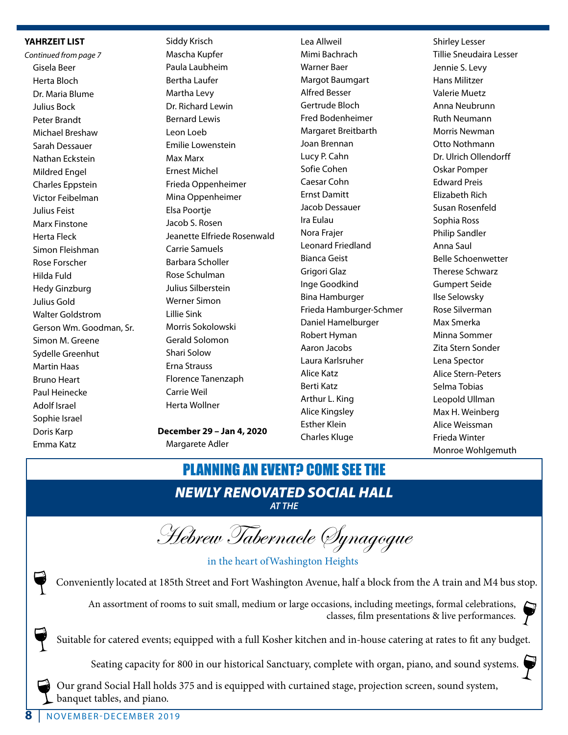**YAHRZEIT LIST**

*Continued from page 7*

Gisela Beer
Herta Bloch
Dr. Maria Blume
Julius Bock
Peter Brandt
Michael Breshaw
Sarah Dessauer
Nathan Eckstein
Mildred Engel
Charles Eppstein
Victor Feibelman
Julius Feist
Marx Finstone
Herta Fleck
Simon Fleishman
Rose Forscher
Hilda Fuld
Hedy Ginzburg
Julius Gold
Walter Goldstrom
Gerson Wm. Goodman, Sr.
Simon M. Greene
Sydelle Greenhut
Martin Haas
Bruno Heart
Paul Heinecke
Adolf Israel
Sophie Israel
Doris Karp
Emma Katz
Siddy Krisch
Mascha Kupfer
Paula Laubheim
Bertha Laufer
Martha Levy
Dr. Richard Lewin
Bernard Lewis
Leon Loeb
Emilie Lowenstein
Max Marx
Ernest Michel
Frieda Oppenheimer
Mina Oppenheimer
Elsa Poortje
Jacob S. Rosen
Jeanette Elfriede Rosenwald
Carrie Samuels
Barbara Scholler
Rose Schulman
Julius Silberstein
Werner Simon
Lillie Sink
Morris Sokolowski
Gerald Solomon
Shari Solow
Erna Strauss
Florence Tanenzaph
Carrie Weil
Herta Wollner

**December 29 – Jan 4, 2020**

Margarete Adler
Lea Allweil
Mimi Bachrach
Warner Baer
Margot Baumgart
Alfred Besser
Gertrude Bloch
Fred Bodenheimer
Margaret Breitbarth
Joan Brennan
Lucy P. Cahn
Sofie Cohen
Caesar Cohn
Ernst Damitt
Jacob Dessauer
Ira Eulau
Nora Frajer
Leonard Friedland
Bianca Geist
Grigori Glaz
Inge Goodkind
Bina Hamburger
Frieda Hamburger-Schmer
Daniel Hamelburger
Robert Hyman
Aaron Jacobs
Laura Karlsruher
Alice Katz
Berti Katz
Arthur L. King
Alice Kingsley
Esther Klein
Charles Kluge
Shirley Lesser
Tillie Sneudaira Lesser
Jennie S. Levy
Hans Militzer
Valerie Muetz
Anna Neubrunn
Ruth Neumann
Morris Newman
Otto Nothmann
Dr. Ulrich Ollendorff
Oskar Pomper
Edward Preis
Elizabeth Rich
Susan Rosenfeld
Sophia Ross
Philip Sandler
Anna Saul
Belle Schoenwetter
Therese Schwarz
Gumpert Seide
Ilse Selowsky
Rose Silverman
Max Smerka
Minna Sommer
Zita Stern Sonder
Lena Spector
Alice Stern-Peters
Selma Tobias
Leopold Ullman
Max H. Weinberg
Alice Weissman
Frieda Winter
Monroe Wohlgemuth

## PLANNING AN EVENT? COME SEE THE

### *NEWLY RENOVATED SOCIAL HALL*

*AT THE*

# *Hebrew Tabernacle Synagogue*

in the heart of Washington Heights

- Conveniently located at 185th Street and Fort Washington Avenue, half a block from the A train and M4 bus stop.
- An assortment of rooms to suit small, medium or large occasions, including meetings, formal celebrations, classes, film presentations & live performances.
- Suitable for catered events; equipped with a full Kosher kitchen and in-house catering at rates to fit any budget.
- Seating capacity for 800 in our historical Sanctuary, complete with organ, piano, and sound systems.
- Our grand Social Hall holds 375 and is equipped with curtained stage, projection screen, sound system, banquet tables, and piano.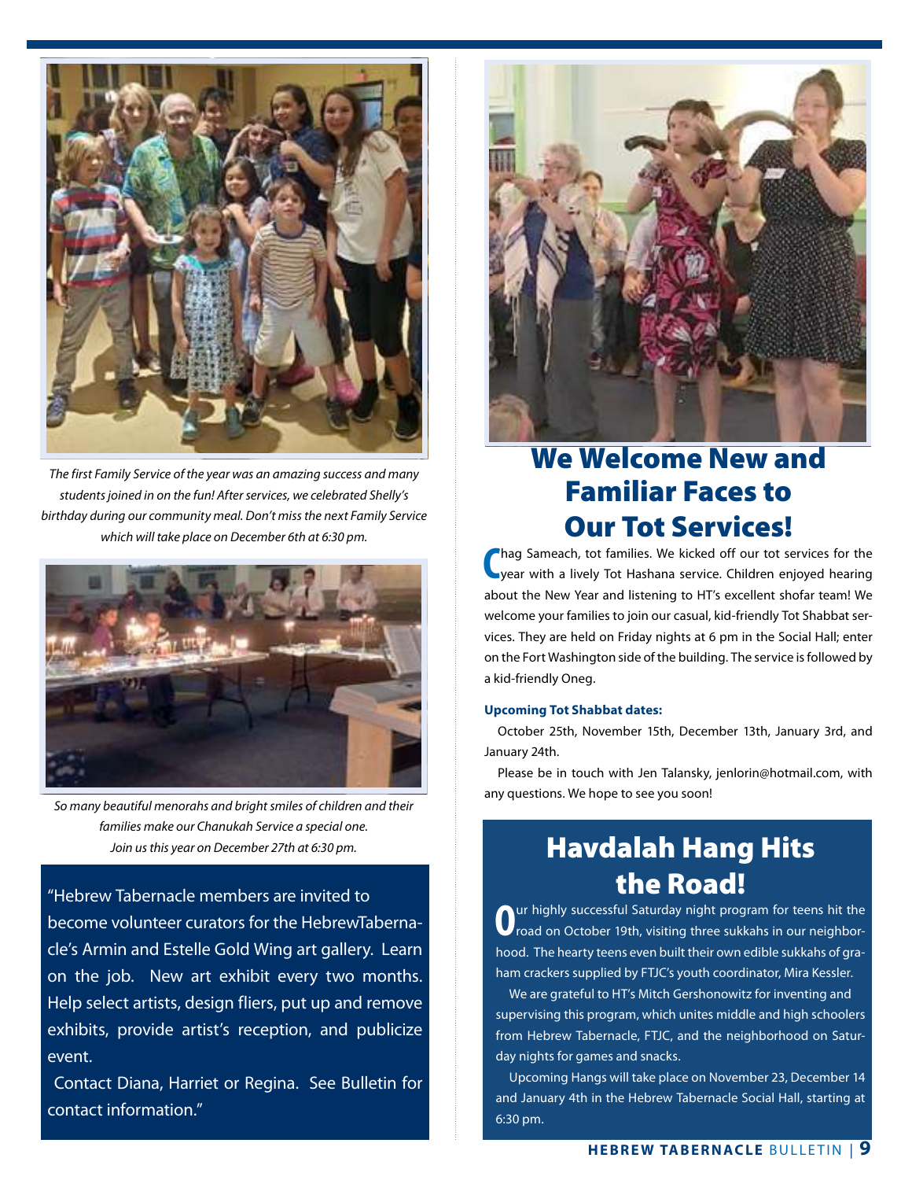*The first Family Service of the year was an amazing success and many students joined in on the fun! After services, we celebrated Shelly's birthday during our community meal. Don't miss the next Family Service which will take place on December 6th at 6:30 pm.*

*So many beautiful menorahs and bright smiles of children and their families make our Chanukah Service a special one. Join us this year on December 27th at 6:30 pm.*

"Hebrew Tabernacle members are invited to become volunteer curators for the HebrewTabernacle's Armin and Estelle Gold Wing art gallery. Learn on the job. New art exhibit every two months. Help select artists, design fliers, put up and remove exhibits, provide artist's reception, and publicize event.

Contact Diana, Harriet or Regina. See Bulletin for contact information."

## We Welcome New and Familiar Faces to Our Tot Services!

Chag Sameach, tot families. We kicked off our tot services for the year with a lively Tot Hashana service. Children enjoyed hearing about the New Year and listening to HT's excellent shofar team! We welcome your families to join our casual, kid-friendly Tot Shabbat services. They are held on Friday nights at 6 pm in the Social Hall; enter on the Fort Washington side of the building. The service is followed by a kid-friendly Oneg.

**Upcoming Tot Shabbat dates:**

October 25th, November 15th, December 13th, January 3rd, and January 24th.

Please be in touch with Jen Talansky, jenlorin@hotmail.com, with any questions. We hope to see you soon!

## Havdalah Hang Hits the Road!

Our highly successful Saturday night program for teens hit the road on October 19th, visiting three sukkahs in our neighborhood. The hearty teens even built their own edible sukkahs of graham crackers supplied by FTJC's youth coordinator, Mira Kessler.

We are grateful to HT's Mitch Gershonowitz for inventing and supervising this program, which unites middle and high schoolers from Hebrew Tabernacle, FTJC, and the neighborhood on Saturday nights for games and snacks.

Upcoming Hangs will take place on November 23, December 14 and January 4th in the Hebrew Tabernacle Social Hall, starting at 6:30 pm.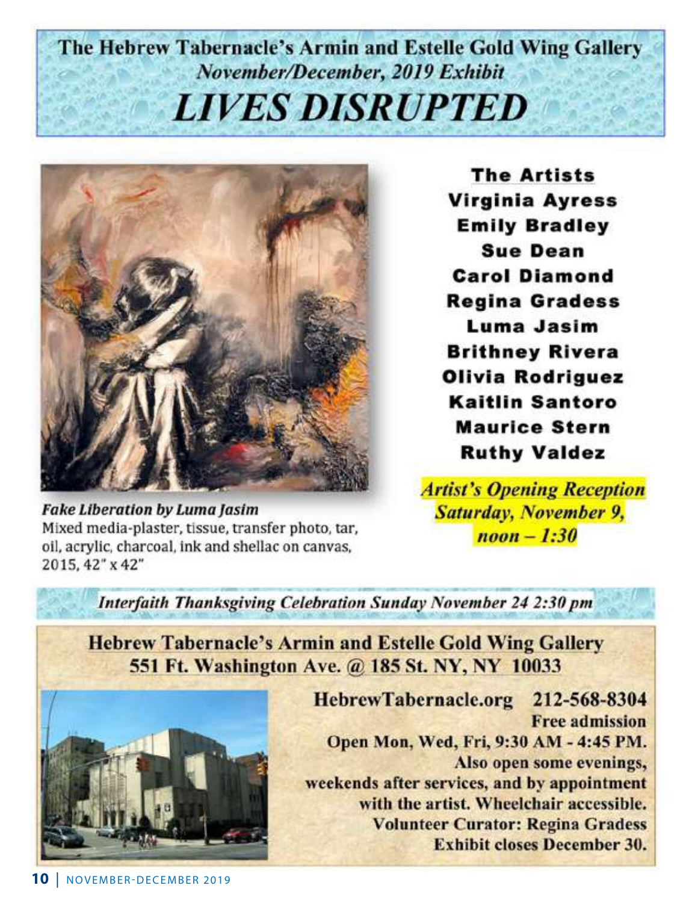# The Hebrew Tabernacle's Armin and Estelle Gold Wing Gallery

*November/December, 2019 Exhibit*

# *LIVES DISRUPTED*

***Fake Liberation by Luma Jasim***
Mixed media-plaster, tissue, transfer photo, tar, oil, acrylic, charcoal, ink and shellac on canvas, 2015, 42" x 42"

**The Artists**

**Virginia Ayress**
**Emily Bradley**
**Sue Dean**
**Carol Diamond**
**Regina Gradess**
**Luma Jasim**
**Brithney Rivera**
**Olivia Rodriguez**
**Kaitlin Santoro**
**Maurice Stern**
**Ruthy Valdez**

***Artist's Opening Reception***
***Saturday, November 9,***
***noon – 1:30***

***Interfaith Thanksgiving Celebration Sunday November 24 2:30 pm***

**Hebrew Tabernacle's Armin and Estelle Gold Wing Gallery**
**551 Ft. Washington Ave. @ 185 St. NY, NY 10033**

**HebrewTabernacle.org 212-568-8304**
**Free admission**
**Open Mon, Wed, Fri, 9:30 AM - 4:45 PM.**
**Also open some evenings, weekends after services, and by appointment with the artist. Wheelchair accessible.**
**Volunteer Curator: Regina Gradess**
**Exhibit closes December 30.**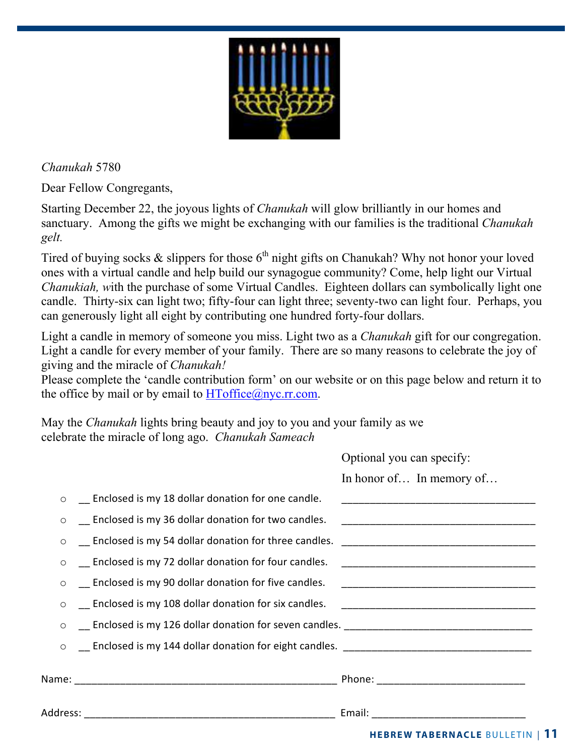*Chanukah* 5780

Dear Fellow Congregants,

Starting December 22, the joyous lights of *Chanukah* will glow brilliantly in our homes and sanctuary. Among the gifts we might be exchanging with our families is the traditional *Chanukah gelt.*

Tired of buying socks & slippers for those 6th night gifts on Chanukah? Why not honor your loved ones with a virtual candle and help build our synagogue community? Come, help light our Virtual *Chanukiah, w*ith the purchase of some Virtual Candles. Eighteen dollars can symbolically light one candle. Thirty-six can light two; fifty-four can light three; seventy-two can light four. Perhaps, you can generously light all eight by contributing one hundred forty-four dollars.

Light a candle in memory of someone you miss. Light two as a *Chanukah* gift for our congregation. Light a candle for every member of your family. There are so many reasons to celebrate the joy of giving and the miracle of *Chanukah!*

Please complete the 'candle contribution form' on our website or on this page below and return it to the office by mail or by email to HToffice@nyc.rr.com.

May the *Chanukah* lights bring beauty and joy to you and your family as we celebrate the miracle of long ago. *Chanukah Sameach*

Optional you can specify:

In honor of… In memory of…

- __ Enclosed is my 18 dollar donation for one candle. ________________________________
- __ Enclosed is my 36 dollar donation for two candles. ________________________________
- __ Enclosed is my 54 dollar donation for three candles. ________________________________
- __ Enclosed is my 72 dollar donation for four candles. ________________________________
- __ Enclosed is my 90 dollar donation for five candles. ________________________________
- __ Enclosed is my 108 dollar donation for six candles. ________________________________
- __ Enclosed is my 126 dollar donation for seven candles. ________________________________
- __ Enclosed is my 144 dollar donation for eight candles. ________________________________

Name: ______________________________________________ Phone: _________________________

Address: ____________________________________________ Email: _________________________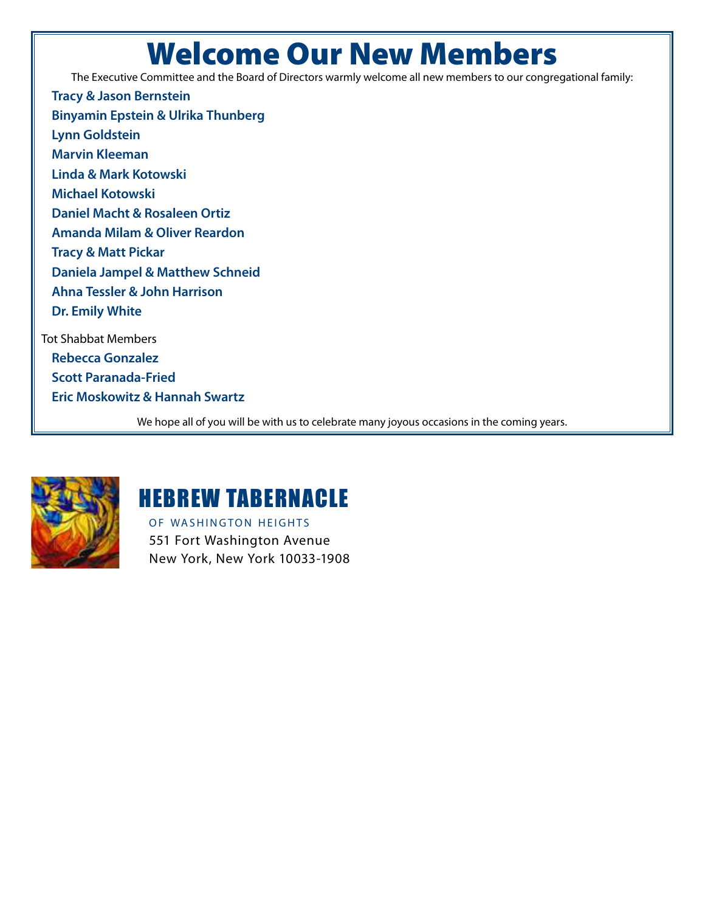# Welcome Our New Members

The Executive Committee and the Board of Directors warmly welcome all new members to our congregational family:

**Tracy & Jason Bernstein**

**Binyamin Epstein & Ulrika Thunberg**

**Lynn Goldstein**

**Marvin Kleeman**

**Linda & Mark Kotowski**

**Michael Kotowski**

**Daniel Macht & Rosaleen Ortiz**

**Amanda Milam & Oliver Reardon**

**Tracy & Matt Pickar**

**Daniela Jampel & Matthew Schneid**

**Ahna Tessler & John Harrison**

**Dr. Emily White**

Tot Shabbat Members

**Rebecca Gonzalez**

**Scott Paranada-Fried**

**Eric Moskowitz & Hannah Swartz**

We hope all of you will be with us to celebrate many joyous occasions in the coming years.

## HEBREW TABERNACLE

OF WASHINGTON HEIGHTS

551 Fort Washington Avenue
New York, New York 10033-1908